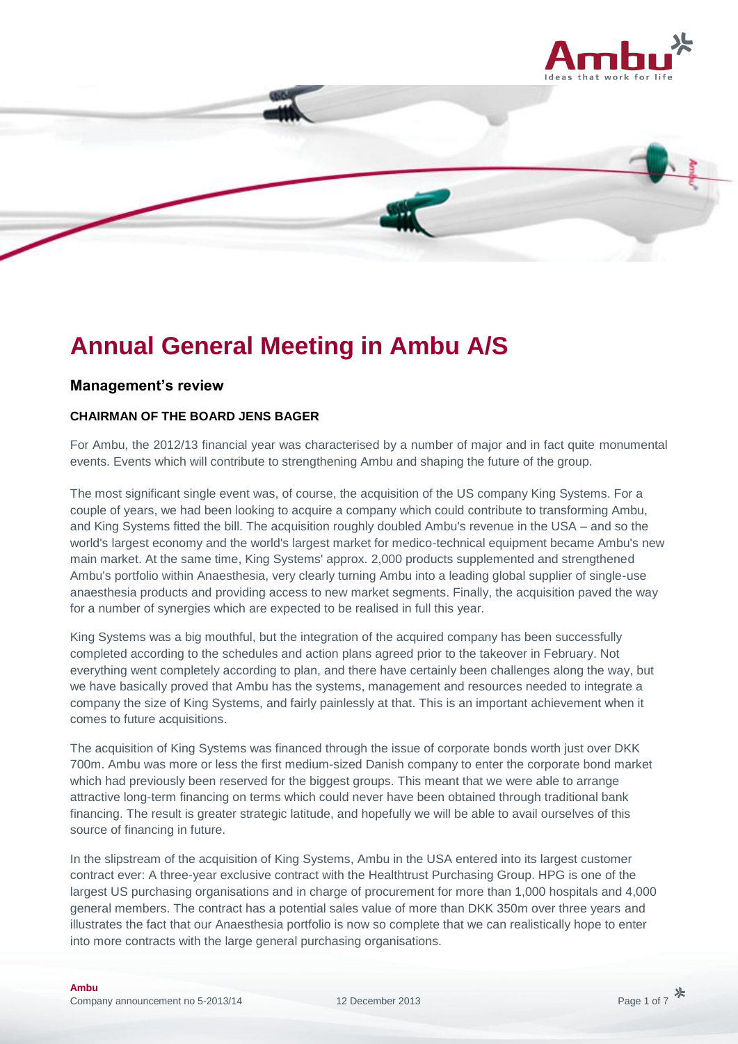# Annual General Meeting in Ambu A/S

## Management's review

### CHAIRMAN OF THE BOARD JENS BAGER

For Ambu, the 2012/13 financial year was characterised by a number of major and in fact quite monumental events. Events which will contribute to strengthening Ambu and shaping the future of the group.

The most significant single event was, of course, the acquisition of the US company King Systems. For a couple of years, we had been looking to acquire a company which could contribute to transforming Ambu, and King Systems fitted the bill. The acquisition roughly doubled Ambu's revenue in the USA – and so the world's largest economy and the world's largest market for medico-technical equipment became Ambu's new main market. At the same time, King Systems' approx. 2,000 products supplemented and strengthened Ambu's portfolio within Anaesthesia, very clearly turning Ambu into a leading global supplier of single-use anaesthesia products and providing access to new market segments. Finally, the acquisition paved the way for a number of synergies which are expected to be realised in full this year.

King Systems was a big mouthful, but the integration of the acquired company has been successfully completed according to the schedules and action plans agreed prior to the takeover in February. Not everything went completely according to plan, and there have certainly been challenges along the way, but we have basically proved that Ambu has the systems, management and resources needed to integrate a company the size of King Systems, and fairly painlessly at that. This is an important achievement when it comes to future acquisitions.

The acquisition of King Systems was financed through the issue of corporate bonds worth just over DKK 700m. Ambu was more or less the first medium-sized Danish company to enter the corporate bond market which had previously been reserved for the biggest groups. This meant that we were able to arrange attractive long-term financing on terms which could never have been obtained through traditional bank financing. The result is greater strategic latitude, and hopefully we will be able to avail ourselves of this source of financing in future.

In the slipstream of the acquisition of King Systems, Ambu in the USA entered into its largest customer contract ever: A three-year exclusive contract with the Healthtrust Purchasing Group. HPG is one of the largest US purchasing organisations and in charge of procurement for more than 1,000 hospitals and 4,000 general members. The contract has a potential sales value of more than DKK 350m over three years and illustrates the fact that our Anaesthesia portfolio is now so complete that we can realistically hope to enter into more contracts with the large general purchasing organisations.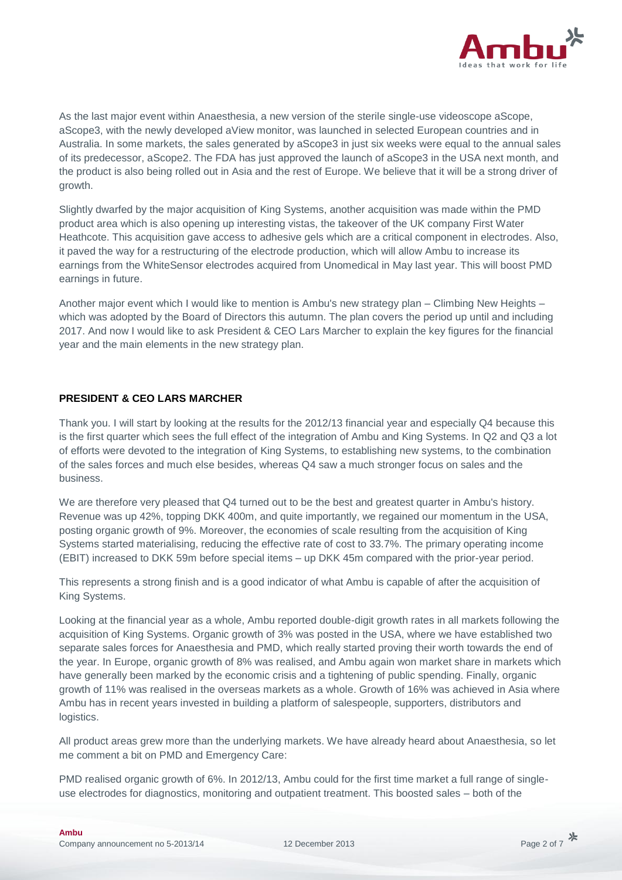As the last major event within Anaesthesia, a new version of the sterile single-use videoscope aScope, aScope3, with the newly developed aView monitor, was launched in selected European countries and in Australia. In some markets, the sales generated by aScope3 in just six weeks were equal to the annual sales of its predecessor, aScope2. The FDA has just approved the launch of aScope3 in the USA next month, and the product is also being rolled out in Asia and the rest of Europe. We believe that it will be a strong driver of growth.

Slightly dwarfed by the major acquisition of King Systems, another acquisition was made within the PMD product area which is also opening up interesting vistas, the takeover of the UK company First Water Heathcote. This acquisition gave access to adhesive gels which are a critical component in electrodes. Also, it paved the way for a restructuring of the electrode production, which will allow Ambu to increase its earnings from the WhiteSensor electrodes acquired from Unomedical in May last year. This will boost PMD earnings in future.

Another major event which I would like to mention is Ambu's new strategy plan – Climbing New Heights – which was adopted by the Board of Directors this autumn. The plan covers the period up until and including 2017. And now I would like to ask President & CEO Lars Marcher to explain the key figures for the financial year and the main elements in the new strategy plan.

**PRESIDENT & CEO LARS MARCHER**

Thank you. I will start by looking at the results for the 2012/13 financial year and especially Q4 because this is the first quarter which sees the full effect of the integration of Ambu and King Systems. In Q2 and Q3 a lot of efforts were devoted to the integration of King Systems, to establishing new systems, to the combination of the sales forces and much else besides, whereas Q4 saw a much stronger focus on sales and the business.

We are therefore very pleased that Q4 turned out to be the best and greatest quarter in Ambu's history. Revenue was up 42%, topping DKK 400m, and quite importantly, we regained our momentum in the USA, posting organic growth of 9%. Moreover, the economies of scale resulting from the acquisition of King Systems started materialising, reducing the effective rate of cost to 33.7%. The primary operating income (EBIT) increased to DKK 59m before special items – up DKK 45m compared with the prior-year period.

This represents a strong finish and is a good indicator of what Ambu is capable of after the acquisition of King Systems.

Looking at the financial year as a whole, Ambu reported double-digit growth rates in all markets following the acquisition of King Systems. Organic growth of 3% was posted in the USA, where we have established two separate sales forces for Anaesthesia and PMD, which really started proving their worth towards the end of the year. In Europe, organic growth of 8% was realised, and Ambu again won market share in markets which have generally been marked by the economic crisis and a tightening of public spending. Finally, organic growth of 11% was realised in the overseas markets as a whole. Growth of 16% was achieved in Asia where Ambu has in recent years invested in building a platform of salespeople, supporters, distributors and logistics.

All product areas grew more than the underlying markets. We have already heard about Anaesthesia, so let me comment a bit on PMD and Emergency Care:

PMD realised organic growth of 6%. In 2012/13, Ambu could for the first time market a full range of single-use electrodes for diagnostics, monitoring and outpatient treatment. This boosted sales – both of the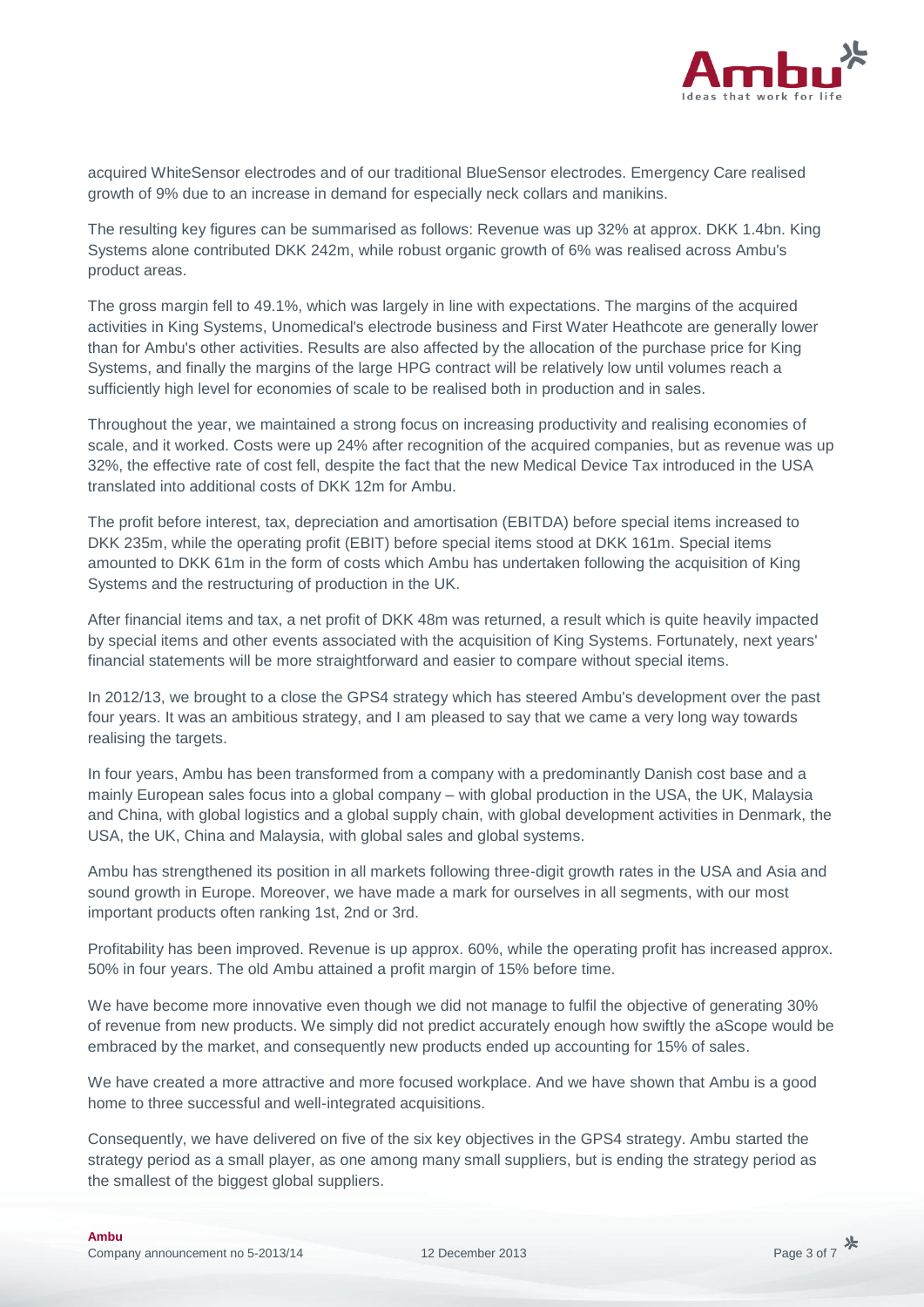acquired WhiteSensor electrodes and of our traditional BlueSensor electrodes. Emergency Care realised growth of 9% due to an increase in demand for especially neck collars and manikins.

The resulting key figures can be summarised as follows: Revenue was up 32% at approx. DKK 1.4bn. King Systems alone contributed DKK 242m, while robust organic growth of 6% was realised across Ambu's product areas.

The gross margin fell to 49.1%, which was largely in line with expectations. The margins of the acquired activities in King Systems, Unomedical's electrode business and First Water Heathcote are generally lower than for Ambu's other activities. Results are also affected by the allocation of the purchase price for King Systems, and finally the margins of the large HPG contract will be relatively low until volumes reach a sufficiently high level for economies of scale to be realised both in production and in sales.

Throughout the year, we maintained a strong focus on increasing productivity and realising economies of scale, and it worked. Costs were up 24% after recognition of the acquired companies, but as revenue was up 32%, the effective rate of cost fell, despite the fact that the new Medical Device Tax introduced in the USA translated into additional costs of DKK 12m for Ambu.

The profit before interest, tax, depreciation and amortisation (EBITDA) before special items increased to DKK 235m, while the operating profit (EBIT) before special items stood at DKK 161m. Special items amounted to DKK 61m in the form of costs which Ambu has undertaken following the acquisition of King Systems and the restructuring of production in the UK.

After financial items and tax, a net profit of DKK 48m was returned, a result which is quite heavily impacted by special items and other events associated with the acquisition of King Systems. Fortunately, next years' financial statements will be more straightforward and easier to compare without special items.

In 2012/13, we brought to a close the GPS4 strategy which has steered Ambu's development over the past four years. It was an ambitious strategy, and I am pleased to say that we came a very long way towards realising the targets.

In four years, Ambu has been transformed from a company with a predominantly Danish cost base and a mainly European sales focus into a global company – with global production in the USA, the UK, Malaysia and China, with global logistics and a global supply chain, with global development activities in Denmark, the USA, the UK, China and Malaysia, with global sales and global systems.

Ambu has strengthened its position in all markets following three-digit growth rates in the USA and Asia and sound growth in Europe. Moreover, we have made a mark for ourselves in all segments, with our most important products often ranking 1st, 2nd or 3rd.

Profitability has been improved. Revenue is up approx. 60%, while the operating profit has increased approx. 50% in four years. The old Ambu attained a profit margin of 15% before time.

We have become more innovative even though we did not manage to fulfil the objective of generating 30% of revenue from new products. We simply did not predict accurately enough how swiftly the aScope would be embraced by the market, and consequently new products ended up accounting for 15% of sales.

We have created a more attractive and more focused workplace. And we have shown that Ambu is a good home to three successful and well-integrated acquisitions.

Consequently, we have delivered on five of the six key objectives in the GPS4 strategy. Ambu started the strategy period as a small player, as one among many small suppliers, but is ending the strategy period as the smallest of the biggest global suppliers.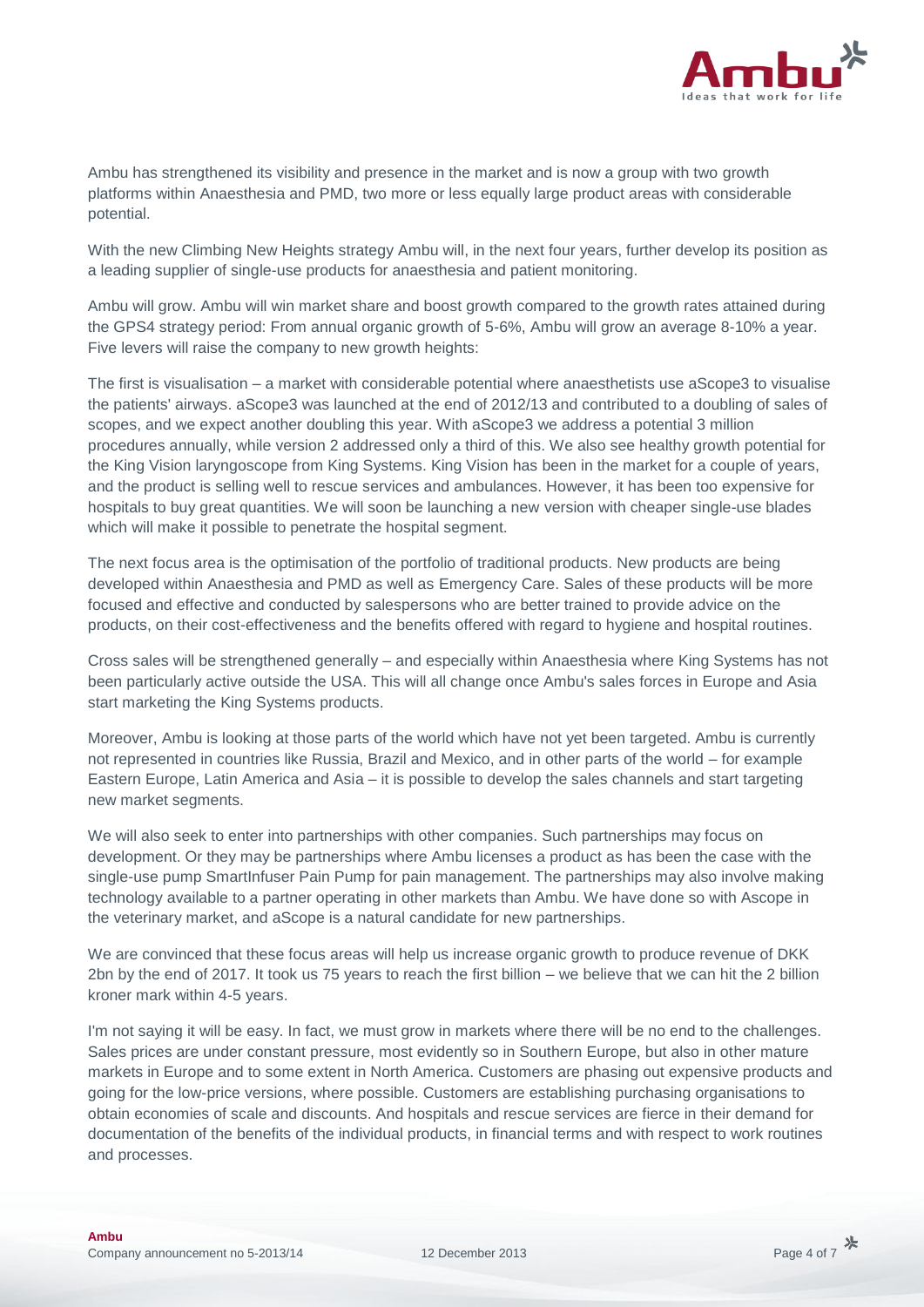Ambu has strengthened its visibility and presence in the market and is now a group with two growth platforms within Anaesthesia and PMD, two more or less equally large product areas with considerable potential.

With the new Climbing New Heights strategy Ambu will, in the next four years, further develop its position as a leading supplier of single-use products for anaesthesia and patient monitoring.

Ambu will grow. Ambu will win market share and boost growth compared to the growth rates attained during the GPS4 strategy period: From annual organic growth of 5-6%, Ambu will grow an average 8-10% a year. Five levers will raise the company to new growth heights:

The first is visualisation – a market with considerable potential where anaesthetists use aScope3 to visualise the patients' airways. aScope3 was launched at the end of 2012/13 and contributed to a doubling of sales of scopes, and we expect another doubling this year. With aScope3 we address a potential 3 million procedures annually, while version 2 addressed only a third of this. We also see healthy growth potential for the King Vision laryngoscope from King Systems. King Vision has been in the market for a couple of years, and the product is selling well to rescue services and ambulances. However, it has been too expensive for hospitals to buy great quantities. We will soon be launching a new version with cheaper single-use blades which will make it possible to penetrate the hospital segment.

The next focus area is the optimisation of the portfolio of traditional products. New products are being developed within Anaesthesia and PMD as well as Emergency Care. Sales of these products will be more focused and effective and conducted by salespersons who are better trained to provide advice on the products, on their cost-effectiveness and the benefits offered with regard to hygiene and hospital routines.

Cross sales will be strengthened generally – and especially within Anaesthesia where King Systems has not been particularly active outside the USA. This will all change once Ambu's sales forces in Europe and Asia start marketing the King Systems products.

Moreover, Ambu is looking at those parts of the world which have not yet been targeted. Ambu is currently not represented in countries like Russia, Brazil and Mexico, and in other parts of the world – for example Eastern Europe, Latin America and Asia – it is possible to develop the sales channels and start targeting new market segments.

We will also seek to enter into partnerships with other companies. Such partnerships may focus on development. Or they may be partnerships where Ambu licenses a product as has been the case with the single-use pump SmartInfuser Pain Pump for pain management. The partnerships may also involve making technology available to a partner operating in other markets than Ambu. We have done so with Ascope in the veterinary market, and aScope is a natural candidate for new partnerships.

We are convinced that these focus areas will help us increase organic growth to produce revenue of DKK 2bn by the end of 2017. It took us 75 years to reach the first billion – we believe that we can hit the 2 billion kroner mark within 4-5 years.

I'm not saying it will be easy. In fact, we must grow in markets where there will be no end to the challenges. Sales prices are under constant pressure, most evidently so in Southern Europe, but also in other mature markets in Europe and to some extent in North America. Customers are phasing out expensive products and going for the low-price versions, where possible. Customers are establishing purchasing organisations to obtain economies of scale and discounts. And hospitals and rescue services are fierce in their demand for documentation of the benefits of the individual products, in financial terms and with respect to work routines and processes.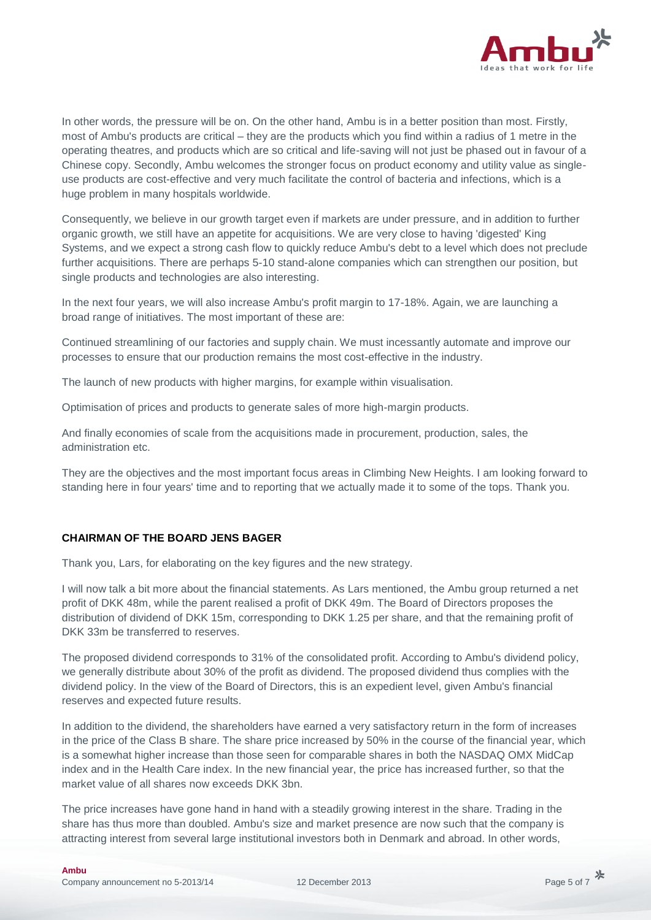In other words, the pressure will be on. On the other hand, Ambu is in a better position than most. Firstly, most of Ambu's products are critical – they are the products which you find within a radius of 1 metre in the operating theatres, and products which are so critical and life-saving will not just be phased out in favour of a Chinese copy. Secondly, Ambu welcomes the stronger focus on product economy and utility value as single-use products are cost-effective and very much facilitate the control of bacteria and infections, which is a huge problem in many hospitals worldwide.

Consequently, we believe in our growth target even if markets are under pressure, and in addition to further organic growth, we still have an appetite for acquisitions. We are very close to having 'digested' King Systems, and we expect a strong cash flow to quickly reduce Ambu's debt to a level which does not preclude further acquisitions. There are perhaps 5-10 stand-alone companies which can strengthen our position, but single products and technologies are also interesting.

In the next four years, we will also increase Ambu's profit margin to 17-18%. Again, we are launching a broad range of initiatives. The most important of these are:

Continued streamlining of our factories and supply chain. We must incessantly automate and improve our processes to ensure that our production remains the most cost-effective in the industry.

The launch of new products with higher margins, for example within visualisation.

Optimisation of prices and products to generate sales of more high-margin products.

And finally economies of scale from the acquisitions made in procurement, production, sales, the administration etc.

They are the objectives and the most important focus areas in Climbing New Heights. I am looking forward to standing here in four years' time and to reporting that we actually made it to some of the tops. Thank you.

**CHAIRMAN OF THE BOARD JENS BAGER**

Thank you, Lars, for elaborating on the key figures and the new strategy.

I will now talk a bit more about the financial statements. As Lars mentioned, the Ambu group returned a net profit of DKK 48m, while the parent realised a profit of DKK 49m. The Board of Directors proposes the distribution of dividend of DKK 15m, corresponding to DKK 1.25 per share, and that the remaining profit of DKK 33m be transferred to reserves.

The proposed dividend corresponds to 31% of the consolidated profit. According to Ambu's dividend policy, we generally distribute about 30% of the profit as dividend. The proposed dividend thus complies with the dividend policy. In the view of the Board of Directors, this is an expedient level, given Ambu's financial reserves and expected future results.

In addition to the dividend, the shareholders have earned a very satisfactory return in the form of increases in the price of the Class B share. The share price increased by 50% in the course of the financial year, which is a somewhat higher increase than those seen for comparable shares in both the NASDAQ OMX MidCap index and in the Health Care index. In the new financial year, the price has increased further, so that the market value of all shares now exceeds DKK 3bn.

The price increases have gone hand in hand with a steadily growing interest in the share. Trading in the share has thus more than doubled. Ambu's size and market presence are now such that the company is attracting interest from several large institutional investors both in Denmark and abroad. In other words,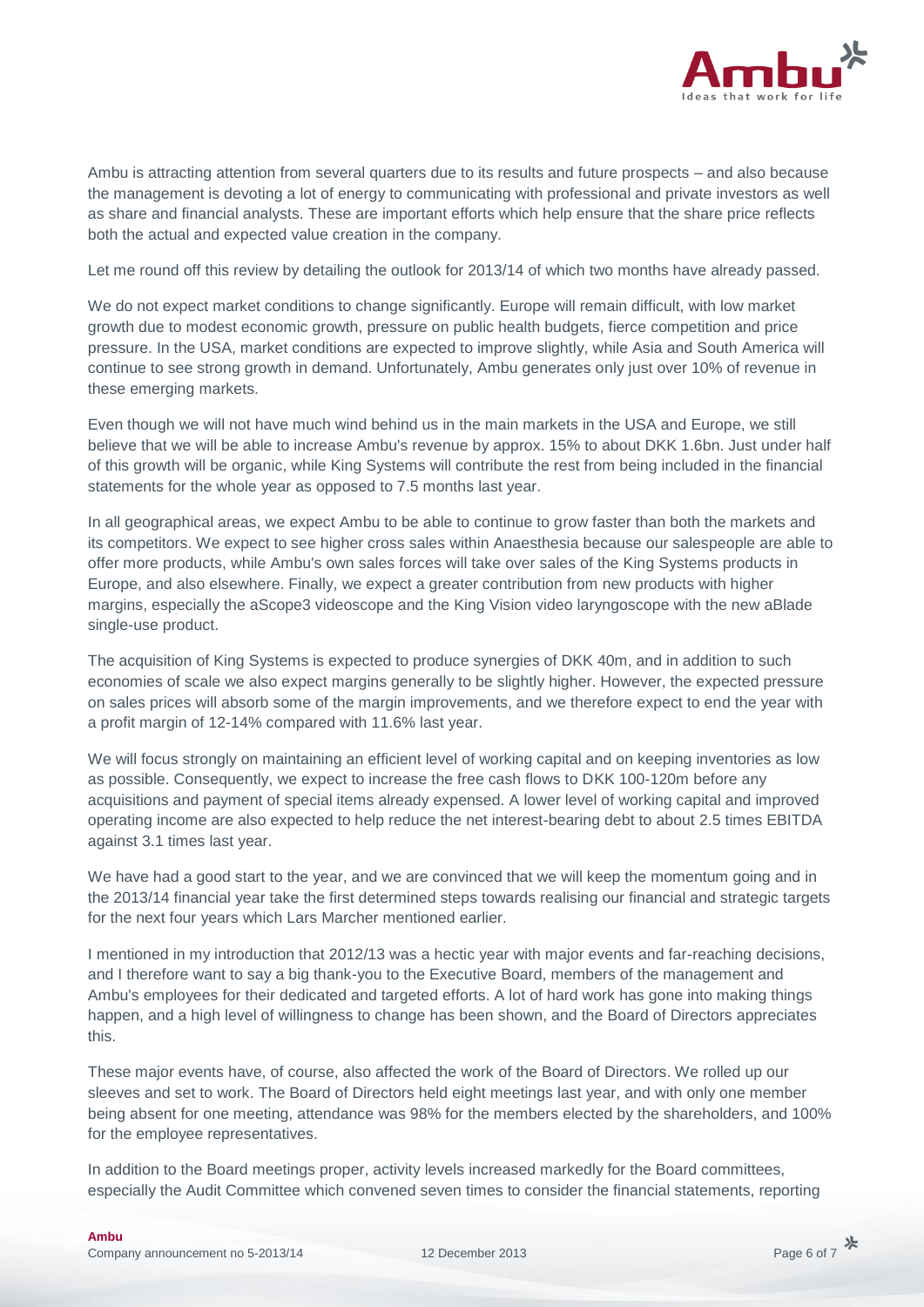Ambu is attracting attention from several quarters due to its results and future prospects – and also because the management is devoting a lot of energy to communicating with professional and private investors as well as share and financial analysts. These are important efforts which help ensure that the share price reflects both the actual and expected value creation in the company.

Let me round off this review by detailing the outlook for 2013/14 of which two months have already passed.

We do not expect market conditions to change significantly. Europe will remain difficult, with low market growth due to modest economic growth, pressure on public health budgets, fierce competition and price pressure. In the USA, market conditions are expected to improve slightly, while Asia and South America will continue to see strong growth in demand. Unfortunately, Ambu generates only just over 10% of revenue in these emerging markets.

Even though we will not have much wind behind us in the main markets in the USA and Europe, we still believe that we will be able to increase Ambu's revenue by approx. 15% to about DKK 1.6bn. Just under half of this growth will be organic, while King Systems will contribute the rest from being included in the financial statements for the whole year as opposed to 7.5 months last year.

In all geographical areas, we expect Ambu to be able to continue to grow faster than both the markets and its competitors. We expect to see higher cross sales within Anaesthesia because our salespeople are able to offer more products, while Ambu's own sales forces will take over sales of the King Systems products in Europe, and also elsewhere. Finally, we expect a greater contribution from new products with higher margins, especially the aScope3 videoscope and the King Vision video laryngoscope with the new aBlade single-use product.

The acquisition of King Systems is expected to produce synergies of DKK 40m, and in addition to such economies of scale we also expect margins generally to be slightly higher. However, the expected pressure on sales prices will absorb some of the margin improvements, and we therefore expect to end the year with a profit margin of 12-14% compared with 11.6% last year.

We will focus strongly on maintaining an efficient level of working capital and on keeping inventories as low as possible. Consequently, we expect to increase the free cash flows to DKK 100-120m before any acquisitions and payment of special items already expensed. A lower level of working capital and improved operating income are also expected to help reduce the net interest-bearing debt to about 2.5 times EBITDA against 3.1 times last year.

We have had a good start to the year, and we are convinced that we will keep the momentum going and in the 2013/14 financial year take the first determined steps towards realising our financial and strategic targets for the next four years which Lars Marcher mentioned earlier.

I mentioned in my introduction that 2012/13 was a hectic year with major events and far-reaching decisions, and I therefore want to say a big thank-you to the Executive Board, members of the management and Ambu's employees for their dedicated and targeted efforts. A lot of hard work has gone into making things happen, and a high level of willingness to change has been shown, and the Board of Directors appreciates this.

These major events have, of course, also affected the work of the Board of Directors. We rolled up our sleeves and set to work. The Board of Directors held eight meetings last year, and with only one member being absent for one meeting, attendance was 98% for the members elected by the shareholders, and 100% for the employee representatives.

In addition to the Board meetings proper, activity levels increased markedly for the Board committees, especially the Audit Committee which convened seven times to consider the financial statements, reporting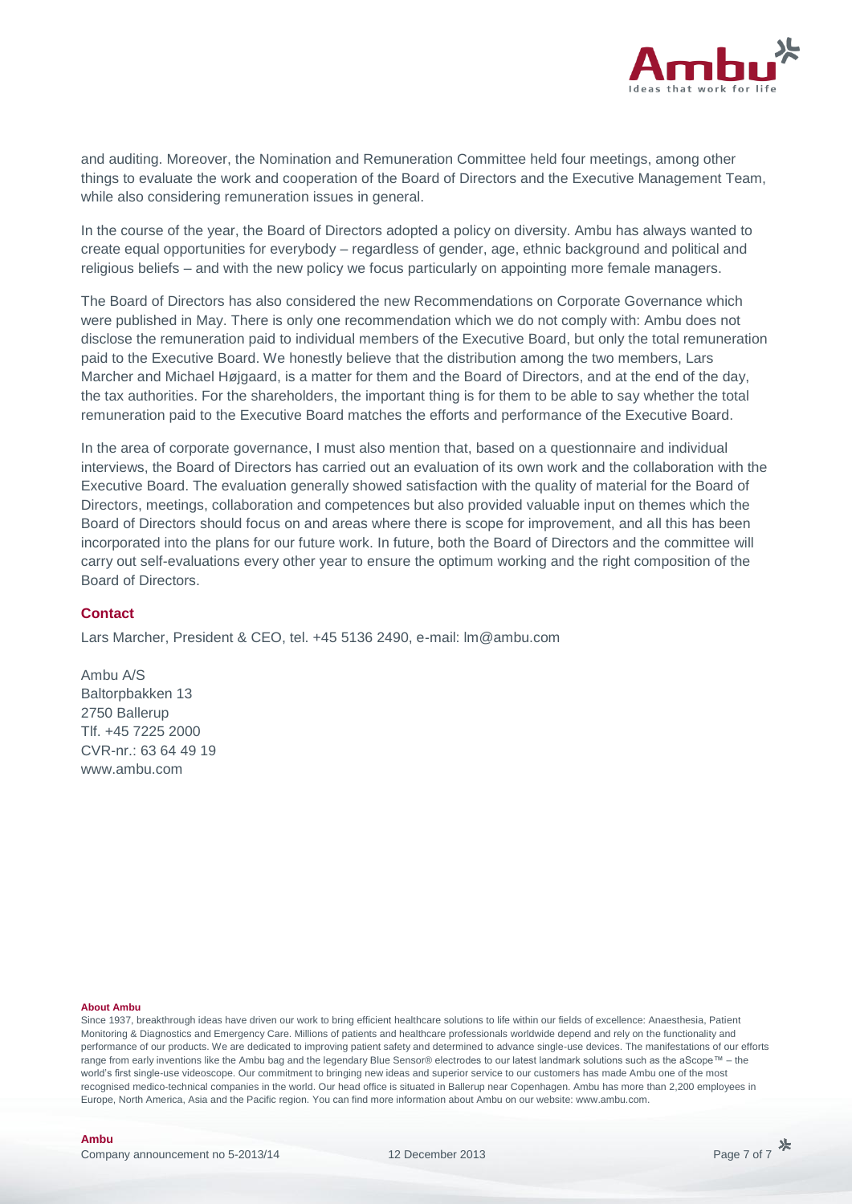and auditing. Moreover, the Nomination and Remuneration Committee held four meetings, among other things to evaluate the work and cooperation of the Board of Directors and the Executive Management Team, while also considering remuneration issues in general.

In the course of the year, the Board of Directors adopted a policy on diversity. Ambu has always wanted to create equal opportunities for everybody – regardless of gender, age, ethnic background and political and religious beliefs – and with the new policy we focus particularly on appointing more female managers.

The Board of Directors has also considered the new Recommendations on Corporate Governance which were published in May. There is only one recommendation which we do not comply with: Ambu does not disclose the remuneration paid to individual members of the Executive Board, but only the total remuneration paid to the Executive Board. We honestly believe that the distribution among the two members, Lars Marcher and Michael Højgaard, is a matter for them and the Board of Directors, and at the end of the day, the tax authorities. For the shareholders, the important thing is for them to be able to say whether the total remuneration paid to the Executive Board matches the efforts and performance of the Executive Board.

In the area of corporate governance, I must also mention that, based on a questionnaire and individual interviews, the Board of Directors has carried out an evaluation of its own work and the collaboration with the Executive Board. The evaluation generally showed satisfaction with the quality of material for the Board of Directors, meetings, collaboration and competences but also provided valuable input on themes which the Board of Directors should focus on and areas where there is scope for improvement, and all this has been incorporated into the plans for our future work. In future, both the Board of Directors and the committee will carry out self-evaluations every other year to ensure the optimum working and the right composition of the Board of Directors.

### Contact

Lars Marcher, President & CEO, tel. +45 5136 2490, e-mail: lm@ambu.com

Ambu A/S
Baltorpbakken 13
2750 Ballerup
Tlf. +45 7225 2000
CVR-nr.: 63 64 49 19
www.ambu.com

**About Ambu**

Since 1937, breakthrough ideas have driven our work to bring efficient healthcare solutions to life within our fields of excellence: Anaesthesia, Patient Monitoring & Diagnostics and Emergency Care. Millions of patients and healthcare professionals worldwide depend and rely on the functionality and performance of our products. We are dedicated to improving patient safety and determined to advance single-use devices. The manifestations of our efforts range from early inventions like the Ambu bag and the legendary Blue Sensor® electrodes to our latest landmark solutions such as the aScope™ – the world's first single-use videoscope. Our commitment to bringing new ideas and superior service to our customers has made Ambu one of the most recognised medico-technical companies in the world. Our head office is situated in Ballerup near Copenhagen. Ambu has more than 2,200 employees in Europe, North America, Asia and the Pacific region. You can find more information about Ambu on our website: www.ambu.com.